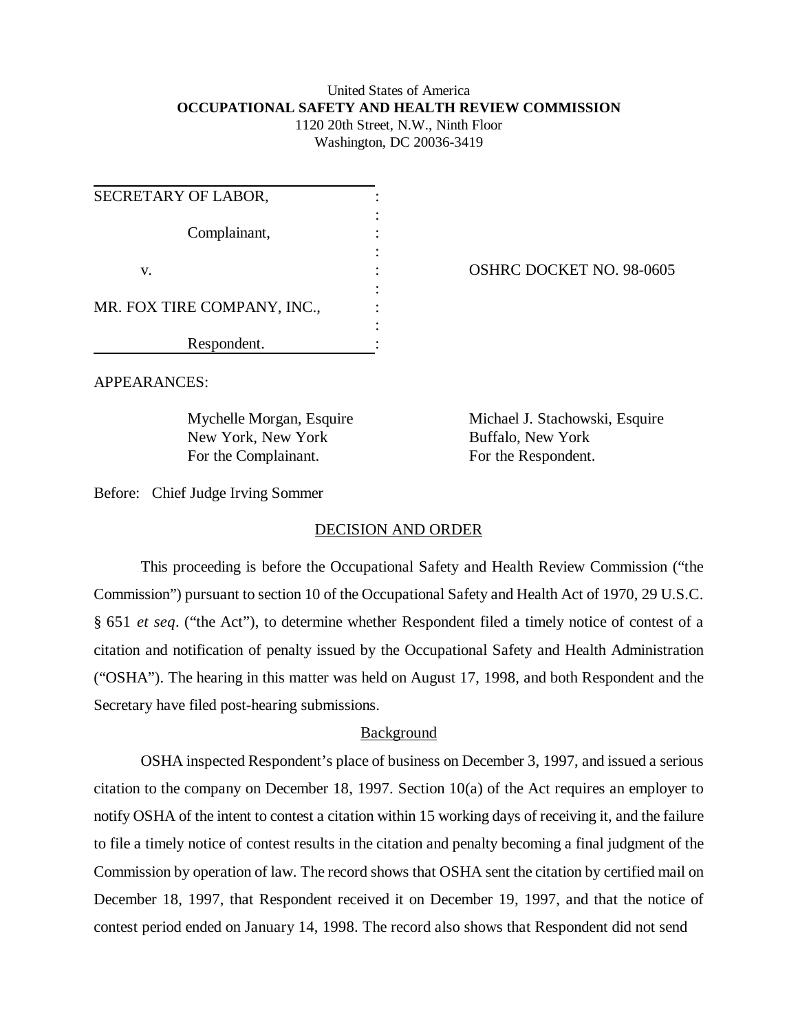United States of America
**OCCUPATIONAL SAFETY AND HEALTH REVIEW COMMISSION**
1120 20th Street, N.W., Ninth Floor
Washington, DC 20036-3419

SECRETARY OF LABOR,

Complainant,

v.

MR. FOX TIRE COMPANY, INC.,

Respondent.

OSHRC DOCKET NO. 98-0605

APPEARANCES:

Mychelle Morgan, Esquire
New York, New York
For the Complainant.

Michael J. Stachowski, Esquire
Buffalo, New York
For the Respondent.

Before: Chief Judge Irving Sommer

## DECISION AND ORDER

This proceeding is before the Occupational Safety and Health Review Commission ("the Commission") pursuant to section 10 of the Occupational Safety and Health Act of 1970, 29 U.S.C. § 651 *et seq*. ("the Act"), to determine whether Respondent filed a timely notice of contest of a citation and notification of penalty issued by the Occupational Safety and Health Administration ("OSHA"). The hearing in this matter was held on August 17, 1998, and both Respondent and the Secretary have filed post-hearing submissions.

### Background

OSHA inspected Respondent's place of business on December 3, 1997, and issued a serious citation to the company on December 18, 1997. Section 10(a) of the Act requires an employer to notify OSHA of the intent to contest a citation within 15 working days of receiving it, and the failure to file a timely notice of contest results in the citation and penalty becoming a final judgment of the Commission by operation of law. The record shows that OSHA sent the citation by certified mail on December 18, 1997, that Respondent received it on December 19, 1997, and that the notice of contest period ended on January 14, 1998. The record also shows that Respondent did not send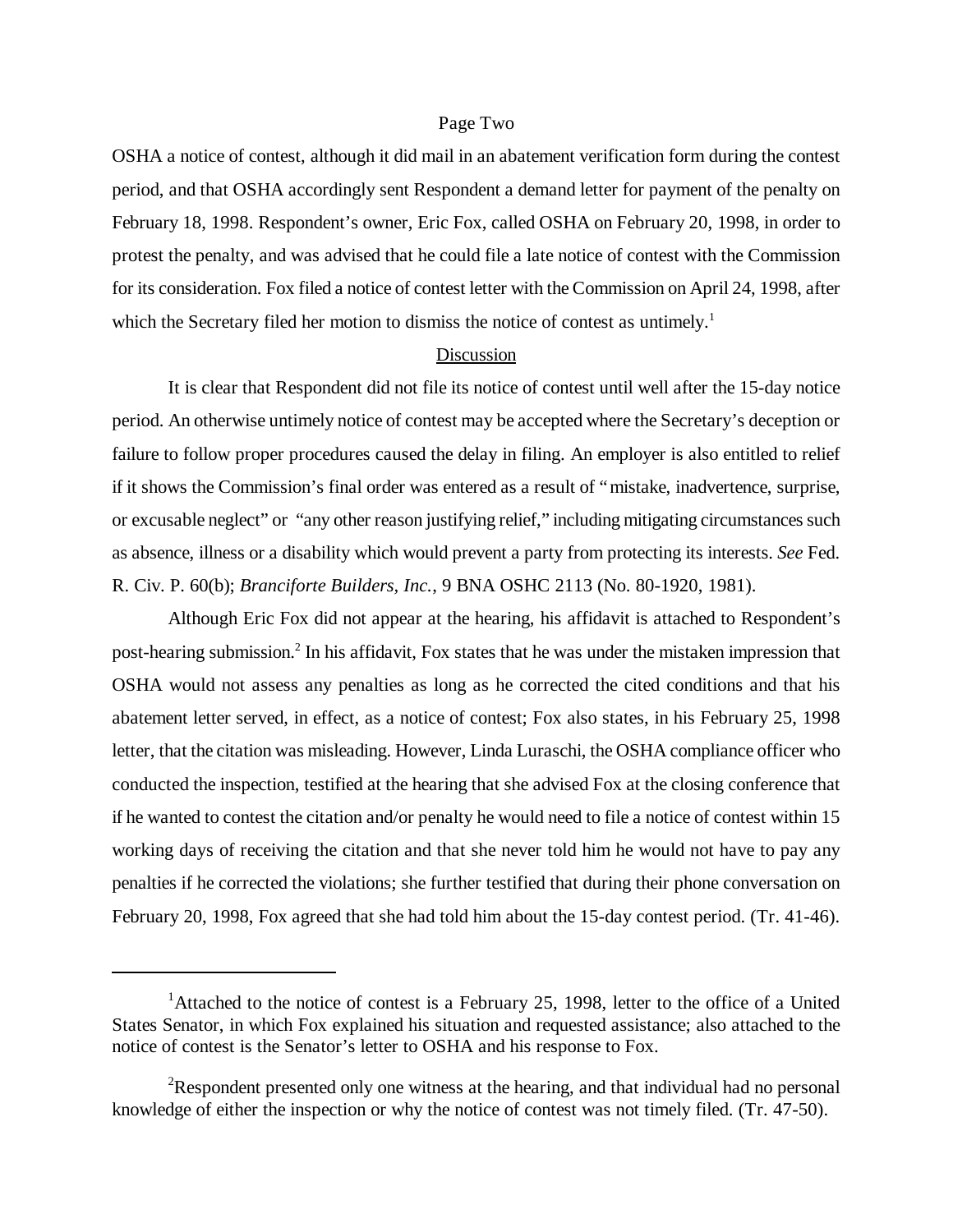OSHA a notice of contest, although it did mail in an abatement verification form during the contest period, and that OSHA accordingly sent Respondent a demand letter for payment of the penalty on February 18, 1998. Respondent's owner, Eric Fox, called OSHA on February 20, 1998, in order to protest the penalty, and was advised that he could file a late notice of contest with the Commission for its consideration. Fox filed a notice of contest letter with the Commission on April 24, 1998, after which the Secretary filed her motion to dismiss the notice of contest as untimely.[1]

## Discussion

It is clear that Respondent did not file its notice of contest until well after the 15-day notice period. An otherwise untimely notice of contest may be accepted where the Secretary's deception or failure to follow proper procedures caused the delay in filing. An employer is also entitled to relief if it shows the Commission's final order was entered as a result of "mistake, inadvertence, surprise, or excusable neglect" or "any other reason justifying relief," including mitigating circumstances such as absence, illness or a disability which would prevent a party from protecting its interests. *See* Fed. R. Civ. P. 60(b); *Branciforte Builders, Inc.*, 9 BNA OSHC 2113 (No. 80-1920, 1981).

Although Eric Fox did not appear at the hearing, his affidavit is attached to Respondent's post-hearing submission.[2] In his affidavit, Fox states that he was under the mistaken impression that OSHA would not assess any penalties as long as he corrected the cited conditions and that his abatement letter served, in effect, as a notice of contest; Fox also states, in his February 25, 1998 letter, that the citation was misleading. However, Linda Luraschi, the OSHA compliance officer who conducted the inspection, testified at the hearing that she advised Fox at the closing conference that if he wanted to contest the citation and/or penalty he would need to file a notice of contest within 15 working days of receiving the citation and that she never told him he would not have to pay any penalties if he corrected the violations; she further testified that during their phone conversation on February 20, 1998, Fox agreed that she had told him about the 15-day contest period. (Tr. 41-46).

---

[1] Attached to the notice of contest is a February 25, 1998, letter to the office of a United States Senator, in which Fox explained his situation and requested assistance; also attached to the notice of contest is the Senator's letter to OSHA and his response to Fox.

[2] Respondent presented only one witness at the hearing, and that individual had no personal knowledge of either the inspection or why the notice of contest was not timely filed. (Tr. 47-50).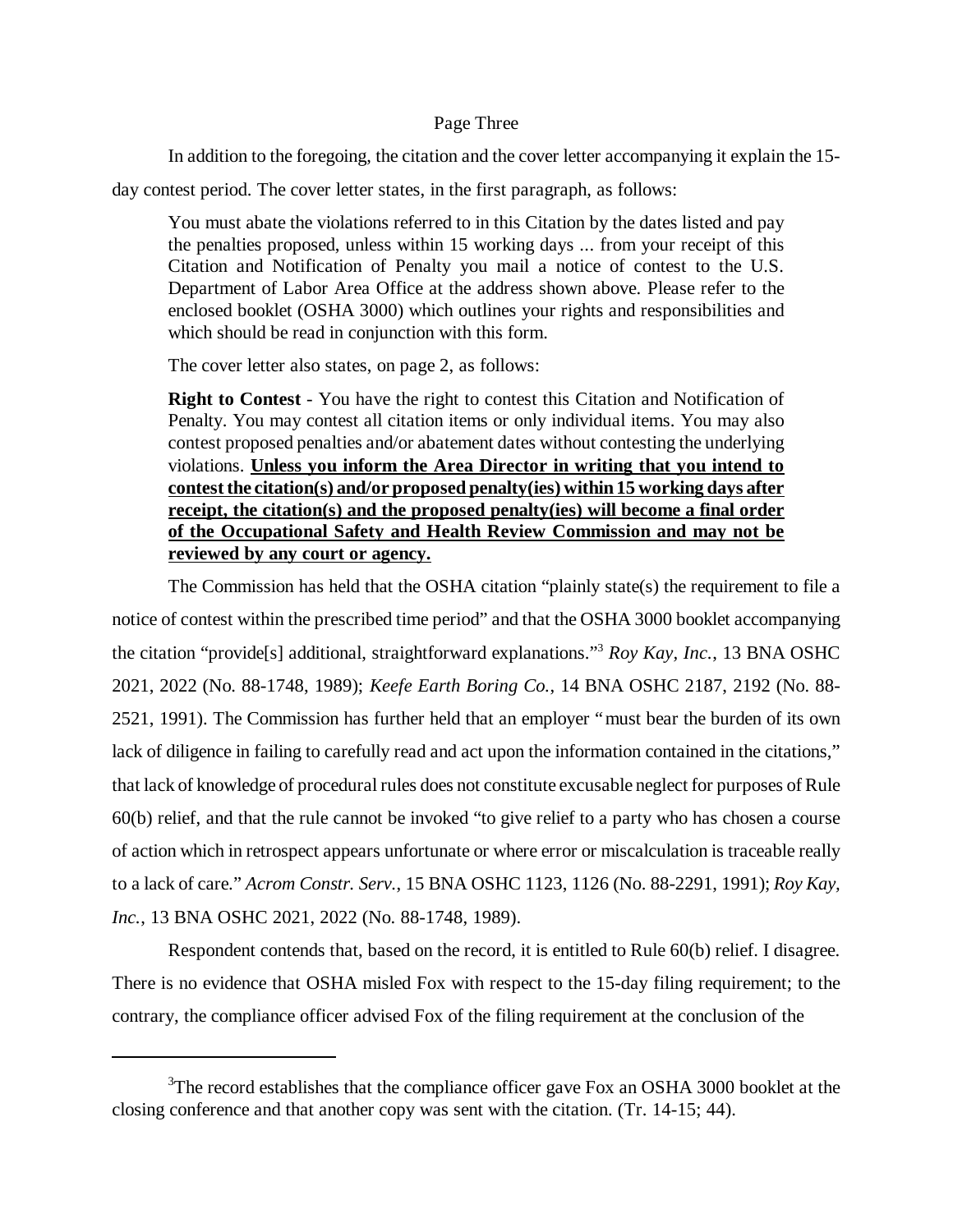In addition to the foregoing, the citation and the cover letter accompanying it explain the 15-day contest period. The cover letter states, in the first paragraph, as follows:

> You must abate the violations referred to in this Citation by the dates listed and pay the penalties proposed, unless within 15 working days ... from your receipt of this Citation and Notification of Penalty you mail a notice of contest to the U.S. Department of Labor Area Office at the address shown above. Please refer to the enclosed booklet (OSHA 3000) which outlines your rights and responsibilities and which should be read in conjunction with this form.
>
> The cover letter also states, on page 2, as follows:
>
> **Right to Contest** - You have the right to contest this Citation and Notification of Penalty. You may contest all citation items or only individual items. You may also contest proposed penalties and/or abatement dates without contesting the underlying violations. **<u>Unless you inform the Area Director in writing that you intend to contest the citation(s) and/or proposed penalty(ies) within 15 working days after receipt, the citation(s) and the proposed penalty(ies) will become a final order of the Occupational Safety and Health Review Commission and may not be reviewed by any court or agency.</u>**

The Commission has held that the OSHA citation "plainly state(s) the requirement to file a notice of contest within the prescribed time period" and that the OSHA 3000 booklet accompanying the citation "provide[s] additional, straightforward explanations."[3] *Roy Kay, Inc.*, 13 BNA OSHC 2021, 2022 (No. 88-1748, 1989); *Keefe Earth Boring Co.*, 14 BNA OSHC 2187, 2192 (No. 88-2521, 1991). The Commission has further held that an employer "must bear the burden of its own lack of diligence in failing to carefully read and act upon the information contained in the citations," that lack of knowledge of procedural rules does not constitute excusable neglect for purposes of Rule 60(b) relief, and that the rule cannot be invoked "to give relief to a party who has chosen a course of action which in retrospect appears unfortunate or where error or miscalculation is traceable really to a lack of care." *Acrom Constr. Serv.*, 15 BNA OSHC 1123, 1126 (No. 88-2291, 1991); *Roy Kay, Inc.*, 13 BNA OSHC 2021, 2022 (No. 88-1748, 1989).

Respondent contends that, based on the record, it is entitled to Rule 60(b) relief. I disagree. There is no evidence that OSHA misled Fox with respect to the 15-day filing requirement; to the contrary, the compliance officer advised Fox of the filing requirement at the conclusion of the

---

[3] The record establishes that the compliance officer gave Fox an OSHA 3000 booklet at the closing conference and that another copy was sent with the citation. (Tr. 14-15; 44).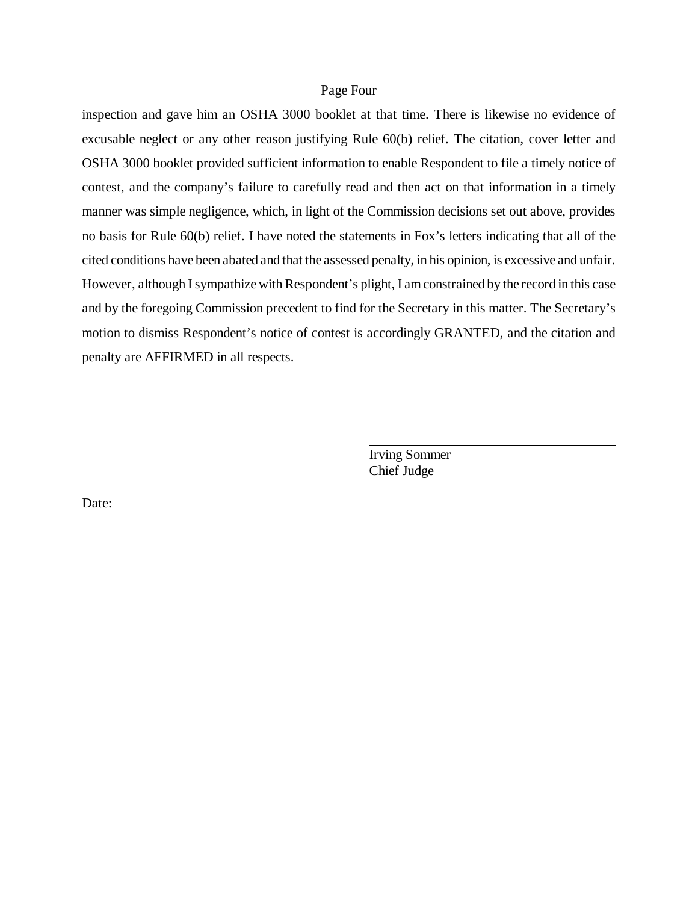inspection and gave him an OSHA 3000 booklet at that time. There is likewise no evidence of excusable neglect or any other reason justifying Rule 60(b) relief. The citation, cover letter and OSHA 3000 booklet provided sufficient information to enable Respondent to file a timely notice of contest, and the company's failure to carefully read and then act on that information in a timely manner was simple negligence, which, in light of the Commission decisions set out above, provides no basis for Rule 60(b) relief. I have noted the statements in Fox's letters indicating that all of the cited conditions have been abated and that the assessed penalty, in his opinion, is excessive and unfair. However, although I sympathize with Respondent's plight, I am constrained by the record in this case and by the foregoing Commission precedent to find for the Secretary in this matter. The Secretary's motion to dismiss Respondent's notice of contest is accordingly GRANTED, and the citation and penalty are AFFIRMED in all respects.

Irving Sommer
Chief Judge

Date: